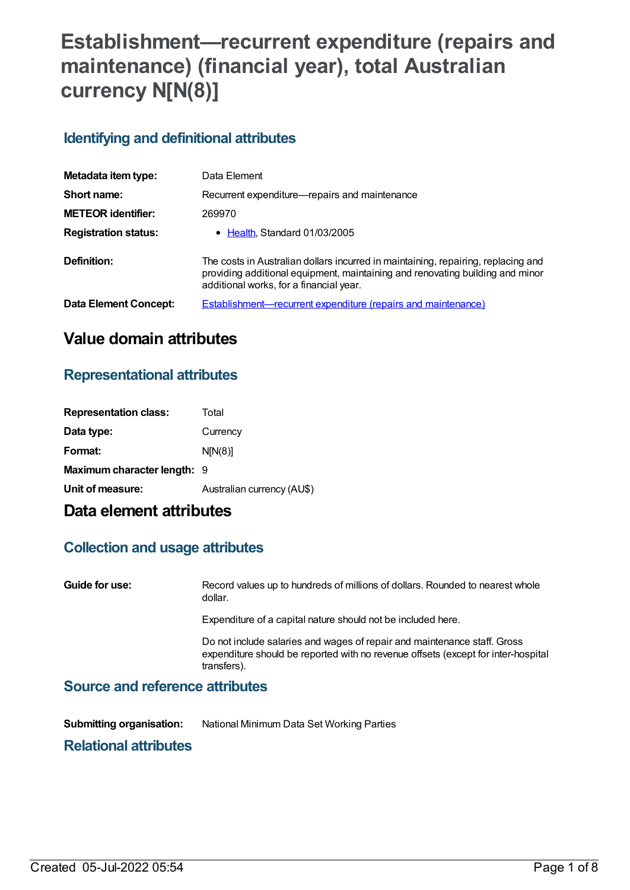# Establishment—recurrent expenditure (repairs and maintenance) (financial year), total Australian currency N[N(8)]

## Identifying and definitional attributes

| | |
|---|---|
| **Metadata item type:** | Data Element |
| **Short name:** | Recurrent expenditure—repairs and maintenance |
| **METEOR identifier:** | 269970 |
| **Registration status:** | • Health, Standard 01/03/2005 |
| **Definition:** | The costs in Australian dollars incurred in maintaining, repairing, replacing and providing additional equipment, maintaining and renovating building and minor additional works, for a financial year. |
| **Data Element Concept:** | Establishment—recurrent expenditure (repairs and maintenance) |

# Value domain attributes

## Representational attributes

| | |
|---|---|
| **Representation class:** | Total |
| **Data type:** | Currency |
| **Format:** | N[N(8)] |
| **Maximum character length:** | 9 |
| **Unit of measure:** | Australian currency (AU$) |

# Data element attributes

## Collection and usage attributes

**Guide for use:**

Record values up to hundreds of millions of dollars. Rounded to nearest whole dollar.

Expenditure of a capital nature should not be included here.

Do not include salaries and wages of repair and maintenance staff. Gross expenditure should be reported with no revenue offsets (except for inter-hospital transfers).

## Source and reference attributes

| | |
|---|---|
| **Submitting organisation:** | National Minimum Data Set Working Parties |

## Relational attributes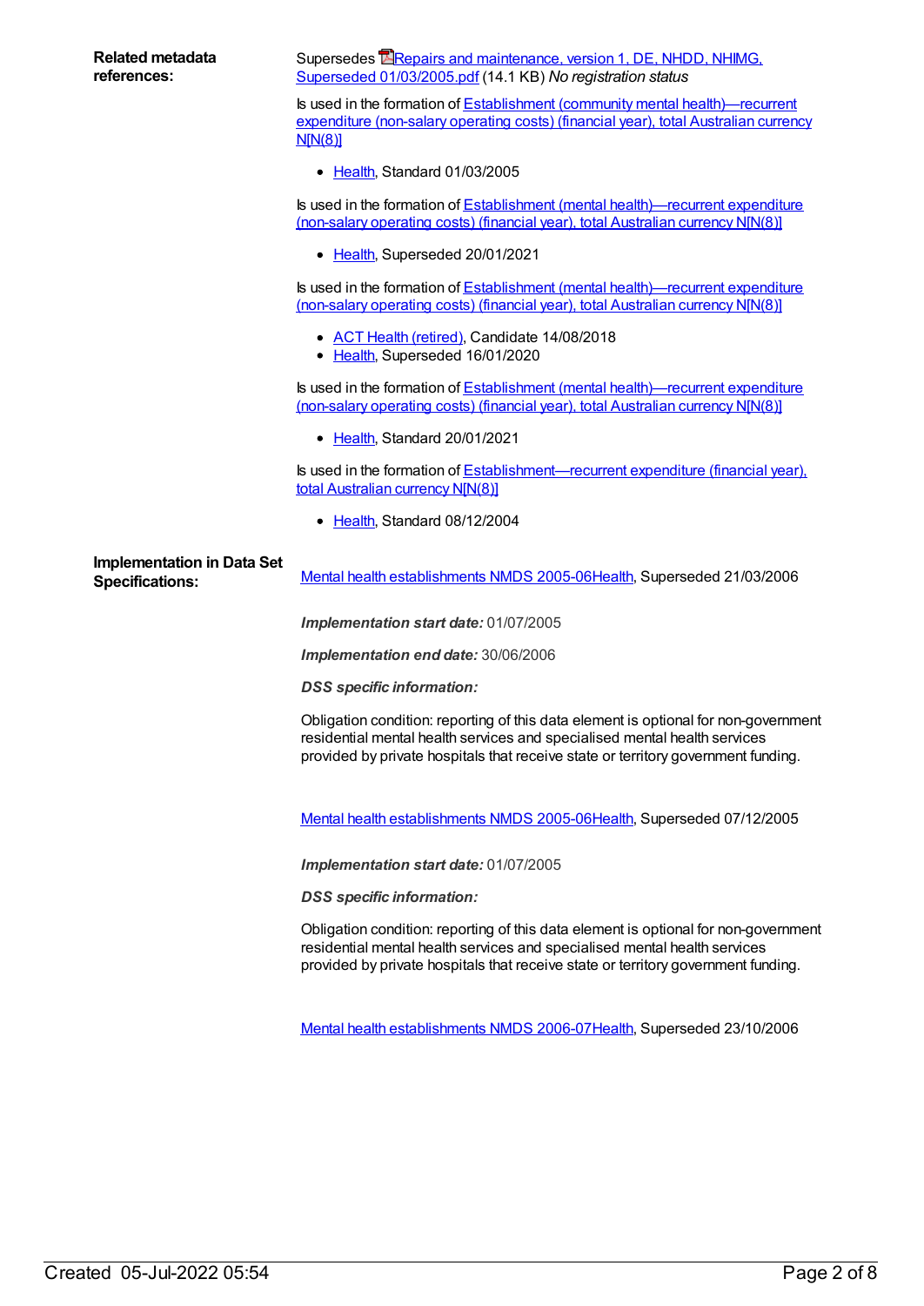**Related metadata references:**

Supersedes Repairs and maintenance, version 1, DE, NHDD, NHIMG, Superseded 01/03/2005.pdf (14.1 KB) *No registration status*

Is used in the formation of Establishment (community mental health)—recurrent expenditure (non-salary operating costs) (financial year), total Australian currency N[N(8)]

- Health, Standard 01/03/2005

Is used in the formation of Establishment (mental health)—recurrent expenditure (non-salary operating costs) (financial year), total Australian currency N[N(8)]

- Health, Superseded 20/01/2021

Is used in the formation of Establishment (mental health)—recurrent expenditure (non-salary operating costs) (financial year), total Australian currency N[N(8)]

- ACT Health (retired), Candidate 14/08/2018
- Health, Superseded 16/01/2020

Is used in the formation of Establishment (mental health)—recurrent expenditure (non-salary operating costs) (financial year), total Australian currency N[N(8)]

- Health, Standard 20/01/2021

Is used in the formation of Establishment—recurrent expenditure (financial year), total Australian currency N[N(8)]

- Health, Standard 08/12/2004

**Implementation in Data Set Specifications:**

Mental health establishments NMDS 2005-06Health, Superseded 21/03/2006

***Implementation start date:*** 01/07/2005

***Implementation end date:*** 30/06/2006

***DSS specific information:***

Obligation condition: reporting of this data element is optional for non-government residential mental health services and specialised mental health services provided by private hospitals that receive state or territory government funding.

Mental health establishments NMDS 2005-06Health, Superseded 07/12/2005

***Implementation start date:*** 01/07/2005

***DSS specific information:***

Obligation condition: reporting of this data element is optional for non-government residential mental health services and specialised mental health services provided by private hospitals that receive state or territory government funding.

Mental health establishments NMDS 2006-07Health, Superseded 23/10/2006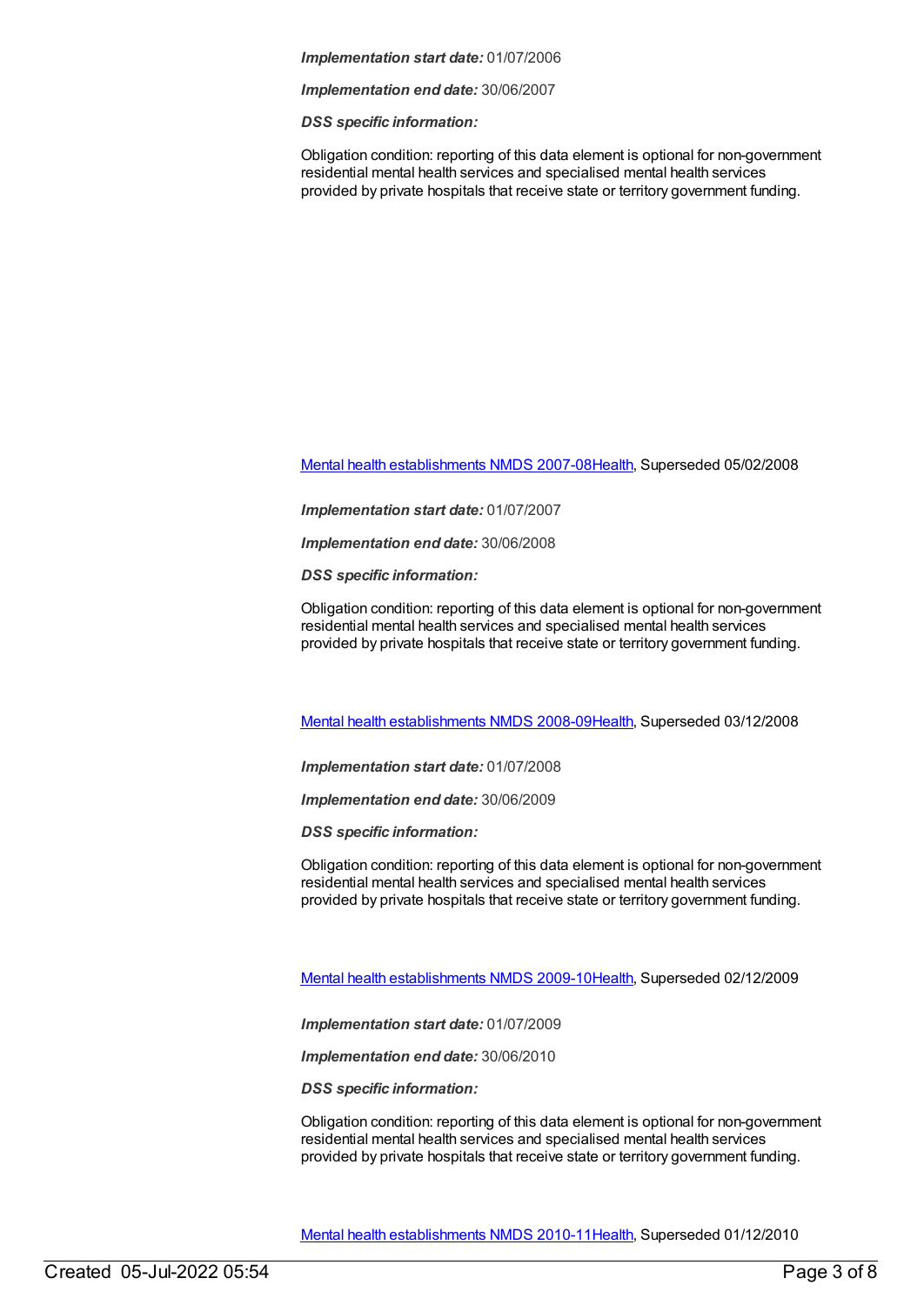***Implementation start date:*** 01/07/2006

***Implementation end date:*** 30/06/2007

***DSS specific information:***

Obligation condition: reporting of this data element is optional for non-government residential mental health services and specialised mental health services provided by private hospitals that receive state or territory government funding.

[Mental health establishments NMDS 2007-08Health](), Superseded 05/02/2008

***Implementation start date:*** 01/07/2007

***Implementation end date:*** 30/06/2008

***DSS specific information:***

Obligation condition: reporting of this data element is optional for non-government residential mental health services and specialised mental health services provided by private hospitals that receive state or territory government funding.

[Mental health establishments NMDS 2008-09Health](), Superseded 03/12/2008

***Implementation start date:*** 01/07/2008

***Implementation end date:*** 30/06/2009

***DSS specific information:***

Obligation condition: reporting of this data element is optional for non-government residential mental health services and specialised mental health services provided by private hospitals that receive state or territory government funding.

[Mental health establishments NMDS 2009-10Health](), Superseded 02/12/2009

***Implementation start date:*** 01/07/2009

***Implementation end date:*** 30/06/2010

***DSS specific information:***

Obligation condition: reporting of this data element is optional for non-government residential mental health services and specialised mental health services provided by private hospitals that receive state or territory government funding.

[Mental health establishments NMDS 2010-11Health](), Superseded 01/12/2010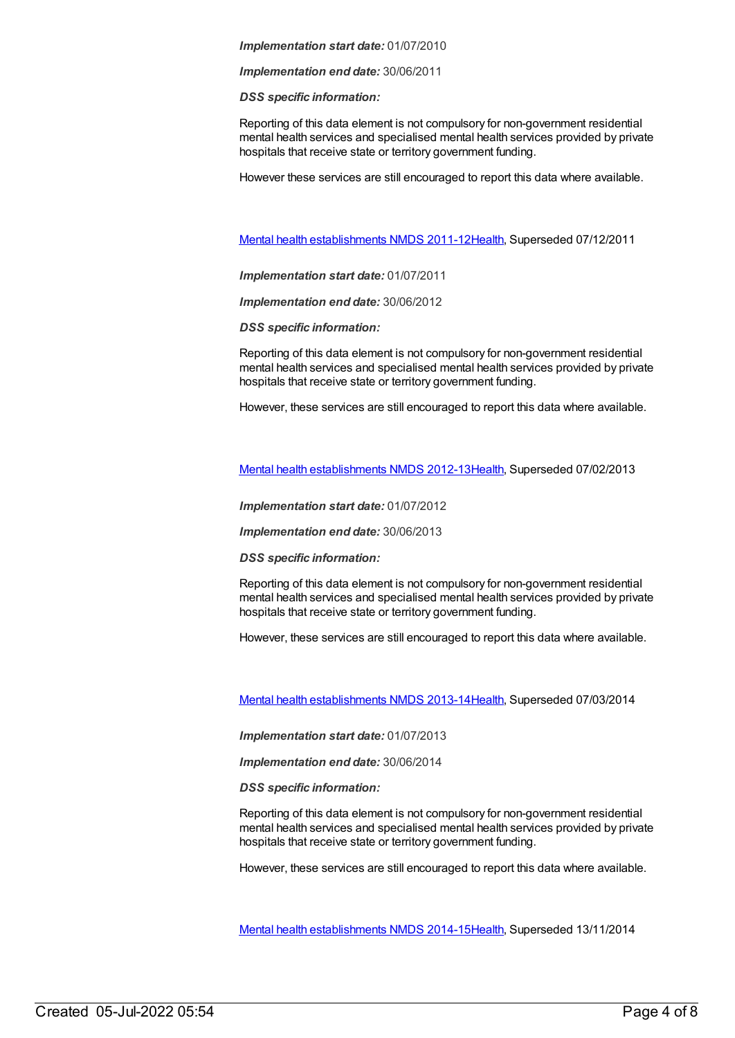*Implementation start date:* 01/07/2010

*Implementation end date:* 30/06/2011

*DSS specific information:*

Reporting of this data element is not compulsory for non-government residential mental health services and specialised mental health services provided by private hospitals that receive state or territory government funding.

However these services are still encouraged to report this data where available.

Mental health establishments NMDS 2011-12Health, Superseded 07/12/2011

*Implementation start date:* 01/07/2011

*Implementation end date:* 30/06/2012

*DSS specific information:*

Reporting of this data element is not compulsory for non-government residential mental health services and specialised mental health services provided by private hospitals that receive state or territory government funding.

However, these services are still encouraged to report this data where available.

Mental health establishments NMDS 2012-13Health, Superseded 07/02/2013

*Implementation start date:* 01/07/2012

*Implementation end date:* 30/06/2013

*DSS specific information:*

Reporting of this data element is not compulsory for non-government residential mental health services and specialised mental health services provided by private hospitals that receive state or territory government funding.

However, these services are still encouraged to report this data where available.

Mental health establishments NMDS 2013-14Health, Superseded 07/03/2014

*Implementation start date:* 01/07/2013

*Implementation end date:* 30/06/2014

*DSS specific information:*

Reporting of this data element is not compulsory for non-government residential mental health services and specialised mental health services provided by private hospitals that receive state or territory government funding.

However, these services are still encouraged to report this data where available.

Mental health establishments NMDS 2014-15Health, Superseded 13/11/2014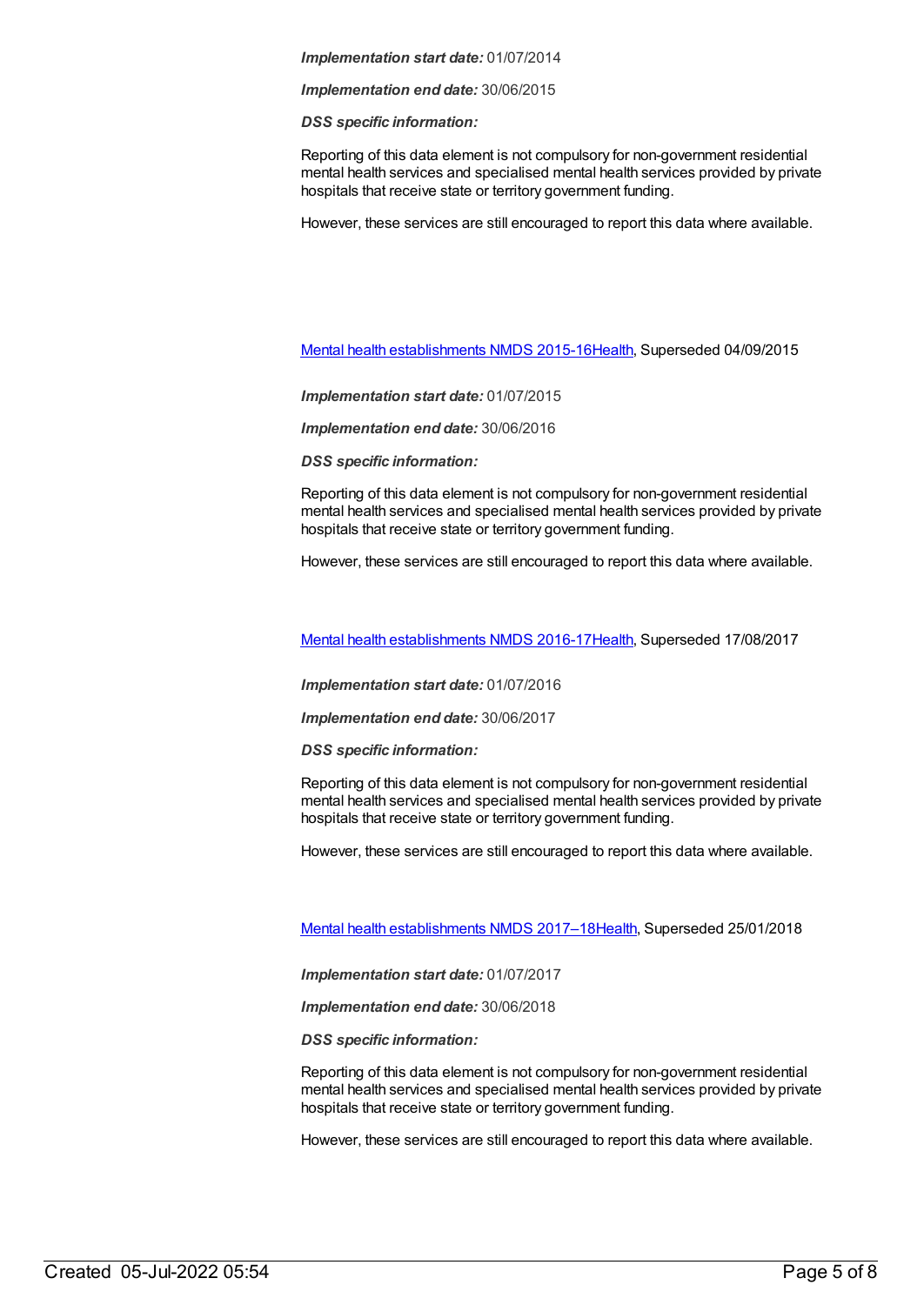***Implementation start date:*** 01/07/2014

***Implementation end date:*** 30/06/2015

***DSS specific information:***

Reporting of this data element is not compulsory for non-government residential mental health services and specialised mental health services provided by private hospitals that receive state or territory government funding.

However, these services are still encouraged to report this data where available.

Mental health establishments NMDS 2015-16Health, Superseded 04/09/2015

***Implementation start date:*** 01/07/2015

***Implementation end date:*** 30/06/2016

***DSS specific information:***

Reporting of this data element is not compulsory for non-government residential mental health services and specialised mental health services provided by private hospitals that receive state or territory government funding.

However, these services are still encouraged to report this data where available.

Mental health establishments NMDS 2016-17Health, Superseded 17/08/2017

***Implementation start date:*** 01/07/2016

***Implementation end date:*** 30/06/2017

***DSS specific information:***

Reporting of this data element is not compulsory for non-government residential mental health services and specialised mental health services provided by private hospitals that receive state or territory government funding.

However, these services are still encouraged to report this data where available.

Mental health establishments NMDS 2017–18Health, Superseded 25/01/2018

***Implementation start date:*** 01/07/2017

***Implementation end date:*** 30/06/2018

***DSS specific information:***

Reporting of this data element is not compulsory for non-government residential mental health services and specialised mental health services provided by private hospitals that receive state or territory government funding.

However, these services are still encouraged to report this data where available.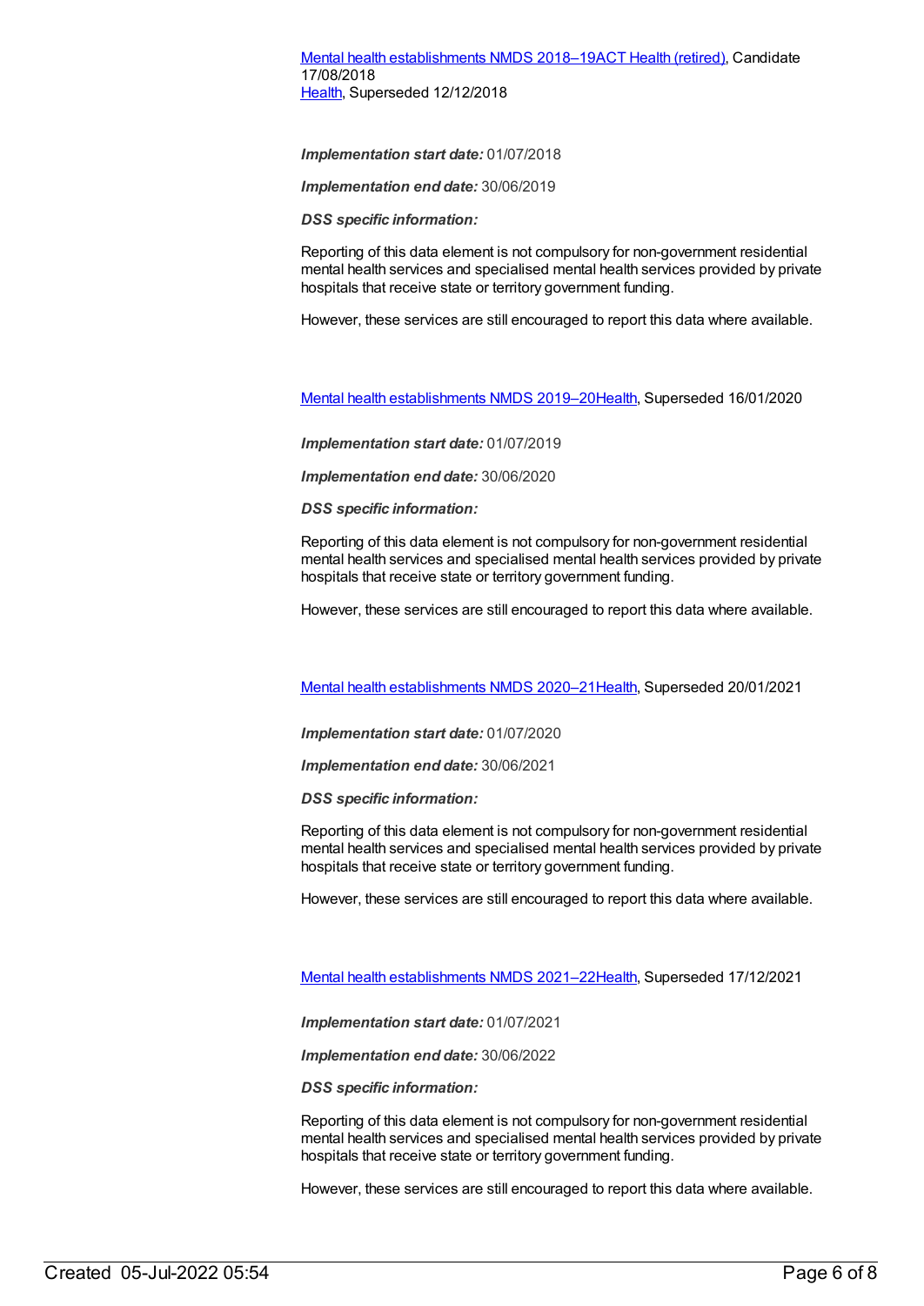Mental health establishments NMDS 2018–19ACT Health (retired), Candidate 17/08/2018
Health, Superseded 12/12/2018

***Implementation start date:*** 01/07/2018

***Implementation end date:*** 30/06/2019

***DSS specific information:***

Reporting of this data element is not compulsory for non-government residential mental health services and specialised mental health services provided by private hospitals that receive state or territory government funding.

However, these services are still encouraged to report this data where available.

Mental health establishments NMDS 2019–20Health, Superseded 16/01/2020

***Implementation start date:*** 01/07/2019

***Implementation end date:*** 30/06/2020

***DSS specific information:***

Reporting of this data element is not compulsory for non-government residential mental health services and specialised mental health services provided by private hospitals that receive state or territory government funding.

However, these services are still encouraged to report this data where available.

Mental health establishments NMDS 2020–21Health, Superseded 20/01/2021

***Implementation start date:*** 01/07/2020

***Implementation end date:*** 30/06/2021

***DSS specific information:***

Reporting of this data element is not compulsory for non-government residential mental health services and specialised mental health services provided by private hospitals that receive state or territory government funding.

However, these services are still encouraged to report this data where available.

Mental health establishments NMDS 2021–22Health, Superseded 17/12/2021

***Implementation start date:*** 01/07/2021

***Implementation end date:*** 30/06/2022

***DSS specific information:***

Reporting of this data element is not compulsory for non-government residential mental health services and specialised mental health services provided by private hospitals that receive state or territory government funding.

However, these services are still encouraged to report this data where available.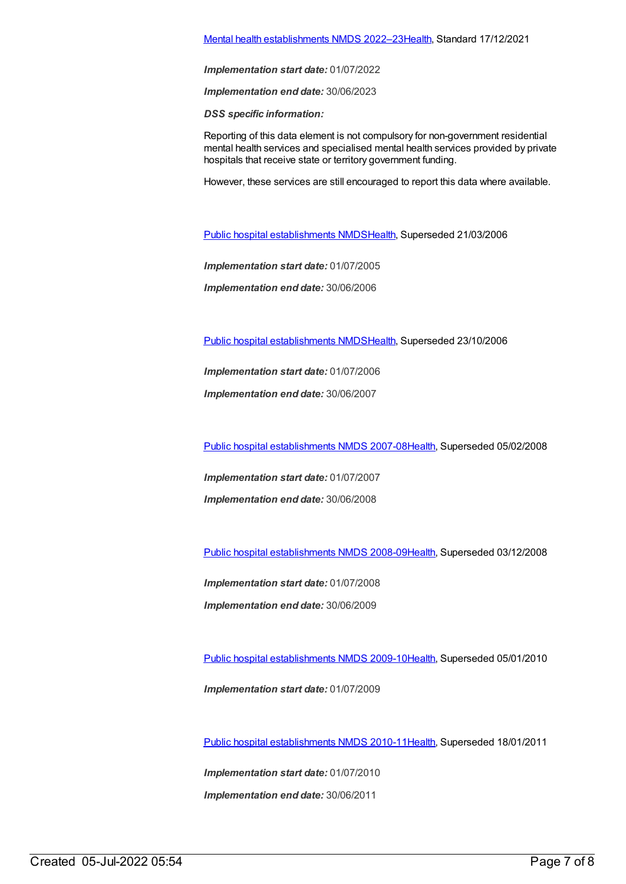[Mental health establishments NMDS 2022–23Health](#), Standard 17/12/2021

***Implementation start date:*** 01/07/2022

***Implementation end date:*** 30/06/2023

***DSS specific information:***

Reporting of this data element is not compulsory for non-government residential mental health services and specialised mental health services provided by private hospitals that receive state or territory government funding.

However, these services are still encouraged to report this data where available.

[Public hospital establishments NMDSHealth](#), Superseded 21/03/2006

***Implementation start date:*** 01/07/2005

***Implementation end date:*** 30/06/2006

[Public hospital establishments NMDSHealth](#), Superseded 23/10/2006

***Implementation start date:*** 01/07/2006

***Implementation end date:*** 30/06/2007

[Public hospital establishments NMDS 2007-08Health](#), Superseded 05/02/2008

***Implementation start date:*** 01/07/2007

***Implementation end date:*** 30/06/2008

[Public hospital establishments NMDS 2008-09Health](#), Superseded 03/12/2008

***Implementation start date:*** 01/07/2008

***Implementation end date:*** 30/06/2009

[Public hospital establishments NMDS 2009-10Health](#), Superseded 05/01/2010

***Implementation start date:*** 01/07/2009

[Public hospital establishments NMDS 2010-11Health](#), Superseded 18/01/2011

***Implementation start date:*** 01/07/2010

***Implementation end date:*** 30/06/2011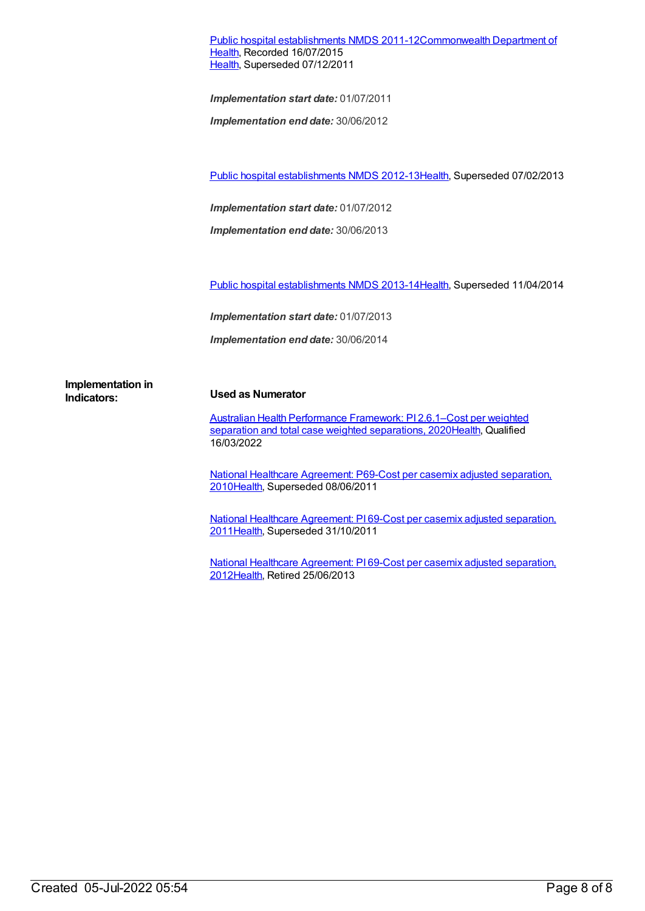Public hospital establishments NMDS 2011-12Commonwealth Department of Health, Recorded 16/07/2015
Health, Superseded 07/12/2011

***Implementation start date:*** 01/07/2011

***Implementation end date:*** 30/06/2012

Public hospital establishments NMDS 2012-13Health, Superseded 07/02/2013

***Implementation start date:*** 01/07/2012

***Implementation end date:*** 30/06/2013

Public hospital establishments NMDS 2013-14Health, Superseded 11/04/2014

***Implementation start date:*** 01/07/2013

***Implementation end date:*** 30/06/2014

**Implementation in Indicators:**

**Used as Numerator**

Australian Health Performance Framework: PI 2.6.1–Cost per weighted separation and total case weighted separations, 2020Health, Qualified 16/03/2022

National Healthcare Agreement: P69-Cost per casemix adjusted separation, 2010Health, Superseded 08/06/2011

National Healthcare Agreement: PI 69-Cost per casemix adjusted separation, 2011Health, Superseded 31/10/2011

National Healthcare Agreement: PI 69-Cost per casemix adjusted separation, 2012Health, Retired 25/06/2013